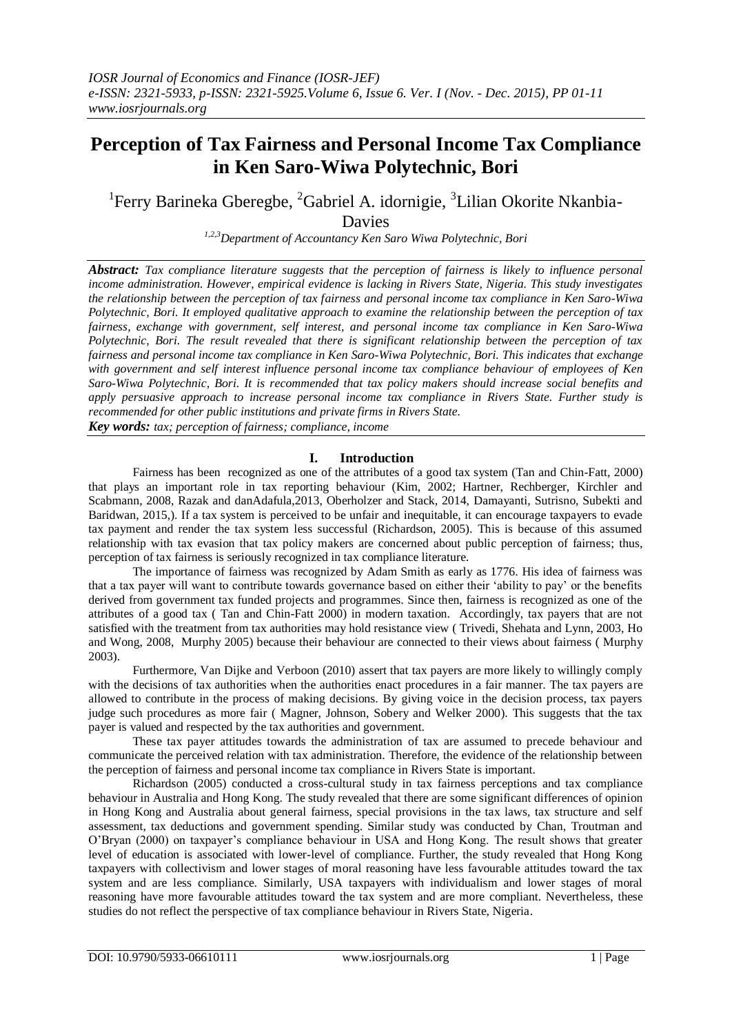# Perception of Tax Fairness and Personal Income Tax Compliance in Ken Saro-Wiwa Polytechnic, Bori

[1]Ferry Barineka Gberegbe, [2]Gabriel A. idornigie, [3]Lilian Okorite Nkanbia-Davies

[1,2,3]Department of Accountancy Ken Saro Wiwa Polytechnic, Bori

***Abstract:*** *Tax compliance literature suggests that the perception of fairness is likely to influence personal income administration. However, empirical evidence is lacking in Rivers State, Nigeria. This study investigates the relationship between the perception of tax fairness and personal income tax compliance in Ken Saro-Wiwa Polytechnic, Bori. It employed qualitative approach to examine the relationship between the perception of tax fairness, exchange with government, self interest, and personal income tax compliance in Ken Saro-Wiwa Polytechnic, Bori. The result revealed that there is significant relationship between the perception of tax fairness and personal income tax compliance in Ken Saro-Wiwa Polytechnic, Bori. This indicates that exchange with government and self interest influence personal income tax compliance behaviour of employees of Ken Saro-Wiwa Polytechnic, Bori. It is recommended that tax policy makers should increase social benefits and apply persuasive approach to increase personal income tax compliance in Rivers State. Further study is recommended for other public institutions and private firms in Rivers State.*

***Key words:*** *tax; perception of fairness; compliance, income*

## I. Introduction

Fairness has been recognized as one of the attributes of a good tax system (Tan and Chin-Fatt, 2000) that plays an important role in tax reporting behaviour (Kim, 2002; Hartner, Rechberger, Kirchler and Scabmann, 2008, Razak and danAdafula,2013, Oberholzer and Stack, 2014, Damayanti, Sutrisno, Subekti and Baridwan, 2015,). If a tax system is perceived to be unfair and inequitable, it can encourage taxpayers to evade tax payment and render the tax system less successful (Richardson, 2005). This is because of this assumed relationship with tax evasion that tax policy makers are concerned about public perception of fairness; thus, perception of tax fairness is seriously recognized in tax compliance literature.

The importance of fairness was recognized by Adam Smith as early as 1776. His idea of fairness was that a tax payer will want to contribute towards governance based on either their 'ability to pay' or the benefits derived from government tax funded projects and programmes. Since then, fairness is recognized as one of the attributes of a good tax ( Tan and Chin-Fatt 2000) in modern taxation. Accordingly, tax payers that are not satisfied with the treatment from tax authorities may hold resistance view ( Trivedi, Shehata and Lynn, 2003, Ho and Wong, 2008, Murphy 2005) because their behaviour are connected to their views about fairness ( Murphy 2003).

Furthermore, Van Dijke and Verboon (2010) assert that tax payers are more likely to willingly comply with the decisions of tax authorities when the authorities enact procedures in a fair manner. The tax payers are allowed to contribute in the process of making decisions. By giving voice in the decision process, tax payers judge such procedures as more fair ( Magner, Johnson, Sobery and Welker 2000). This suggests that the tax payer is valued and respected by the tax authorities and government.

These tax payer attitudes towards the administration of tax are assumed to precede behaviour and communicate the perceived relation with tax administration. Therefore, the evidence of the relationship between the perception of fairness and personal income tax compliance in Rivers State is important.

Richardson (2005) conducted a cross-cultural study in tax fairness perceptions and tax compliance behaviour in Australia and Hong Kong. The study revealed that there are some significant differences of opinion in Hong Kong and Australia about general fairness, special provisions in the tax laws, tax structure and self assessment, tax deductions and government spending. Similar study was conducted by Chan, Troutman and O'Bryan (2000) on taxpayer's compliance behaviour in USA and Hong Kong. The result shows that greater level of education is associated with lower-level of compliance. Further, the study revealed that Hong Kong taxpayers with collectivism and lower stages of moral reasoning have less favourable attitudes toward the tax system and are less compliance. Similarly, USA taxpayers with individualism and lower stages of moral reasoning have more favourable attitudes toward the tax system and are more compliant. Nevertheless, these studies do not reflect the perspective of tax compliance behaviour in Rivers State, Nigeria.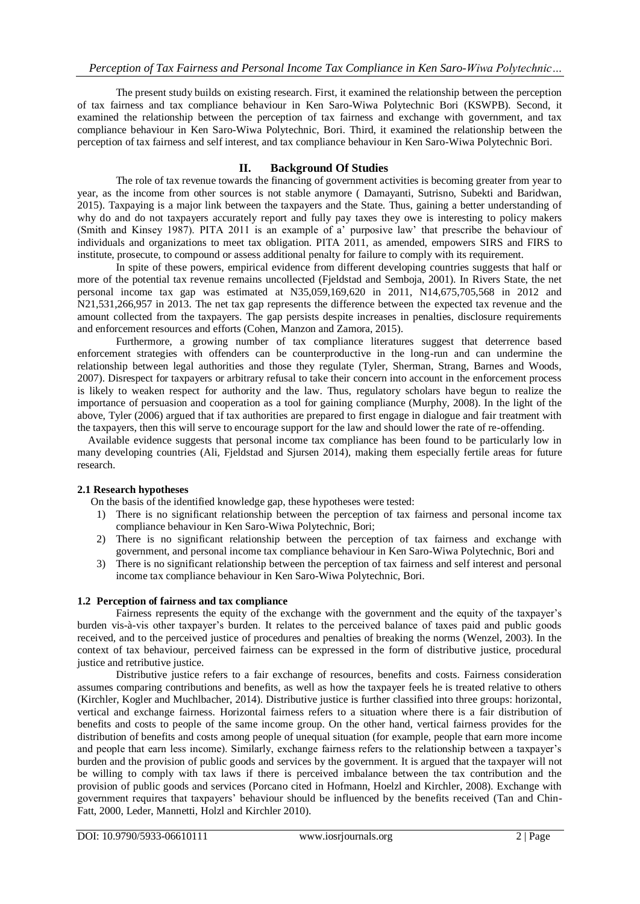The present study builds on existing research. First, it examined the relationship between the perception of tax fairness and tax compliance behaviour in Ken Saro-Wiwa Polytechnic Bori (KSWPB). Second, it examined the relationship between the perception of tax fairness and exchange with government, and tax compliance behaviour in Ken Saro-Wiwa Polytechnic, Bori. Third, it examined the relationship between the perception of tax fairness and self interest, and tax compliance behaviour in Ken Saro-Wiwa Polytechnic Bori.

## II. Background Of Studies

The role of tax revenue towards the financing of government activities is becoming greater from year to year, as the income from other sources is not stable anymore ( Damayanti, Sutrisno, Subekti and Baridwan, 2015). Taxpaying is a major link between the taxpayers and the State. Thus, gaining a better understanding of why do and do not taxpayers accurately report and fully pay taxes they owe is interesting to policy makers (Smith and Kinsey 1987). PITA 2011 is an example of a' purposive law' that prescribe the behaviour of individuals and organizations to meet tax obligation. PITA 2011, as amended, empowers SIRS and FIRS to institute, prosecute, to compound or assess additional penalty for failure to comply with its requirement.

In spite of these powers, empirical evidence from different developing countries suggests that half or more of the potential tax revenue remains uncollected (Fjeldstad and Semboja, 2001). In Rivers State, the net personal income tax gap was estimated at N35,059,169,620 in 2011, N14,675,705,568 in 2012 and N21,531,266,957 in 2013. The net tax gap represents the difference between the expected tax revenue and the amount collected from the taxpayers. The gap persists despite increases in penalties, disclosure requirements and enforcement resources and efforts (Cohen, Manzon and Zamora, 2015).

Furthermore, a growing number of tax compliance literatures suggest that deterrence based enforcement strategies with offenders can be counterproductive in the long-run and can undermine the relationship between legal authorities and those they regulate (Tyler, Sherman, Strang, Barnes and Woods, 2007). Disrespect for taxpayers or arbitrary refusal to take their concern into account in the enforcement process is likely to weaken respect for authority and the law. Thus, regulatory scholars have begun to realize the importance of persuasion and cooperation as a tool for gaining compliance (Murphy, 2008). In the light of the above, Tyler (2006) argued that if tax authorities are prepared to first engage in dialogue and fair treatment with the taxpayers, then this will serve to encourage support for the law and should lower the rate of re-offending.

Available evidence suggests that personal income tax compliance has been found to be particularly low in many developing countries (Ali, Fjeldstad and Sjursen 2014), making them especially fertile areas for future research.

### 2.1 Research hypotheses

On the basis of the identified knowledge gap, these hypotheses were tested:

1) There is no significant relationship between the perception of tax fairness and personal income tax compliance behaviour in Ken Saro-Wiwa Polytechnic, Bori;
2) There is no significant relationship between the perception of tax fairness and exchange with government, and personal income tax compliance behaviour in Ken Saro-Wiwa Polytechnic, Bori and
3) There is no significant relationship between the perception of tax fairness and self interest and personal income tax compliance behaviour in Ken Saro-Wiwa Polytechnic, Bori.

### 1.2 Perception of fairness and tax compliance

Fairness represents the equity of the exchange with the government and the equity of the taxpayer's burden vis-à-vis other taxpayer's burden. It relates to the perceived balance of taxes paid and public goods received, and to the perceived justice of procedures and penalties of breaking the norms (Wenzel, 2003). In the context of tax behaviour, perceived fairness can be expressed in the form of distributive justice, procedural justice and retributive justice.

Distributive justice refers to a fair exchange of resources, benefits and costs. Fairness consideration assumes comparing contributions and benefits, as well as how the taxpayer feels he is treated relative to others (Kirchler, Kogler and Muchlbacher, 2014). Distributive justice is further classified into three groups: horizontal, vertical and exchange fairness. Horizontal fairness refers to a situation where there is a fair distribution of benefits and costs to people of the same income group. On the other hand, vertical fairness provides for the distribution of benefits and costs among people of unequal situation (for example, people that earn more income and people that earn less income). Similarly, exchange fairness refers to the relationship between a taxpayer's burden and the provision of public goods and services by the government. It is argued that the taxpayer will not be willing to comply with tax laws if there is perceived imbalance between the tax contribution and the provision of public goods and services (Porcano cited in Hofmann, Hoelzl and Kirchler, 2008). Exchange with government requires that taxpayers' behaviour should be influenced by the benefits received (Tan and Chin-Fatt, 2000, Leder, Mannetti, Holzl and Kirchler 2010).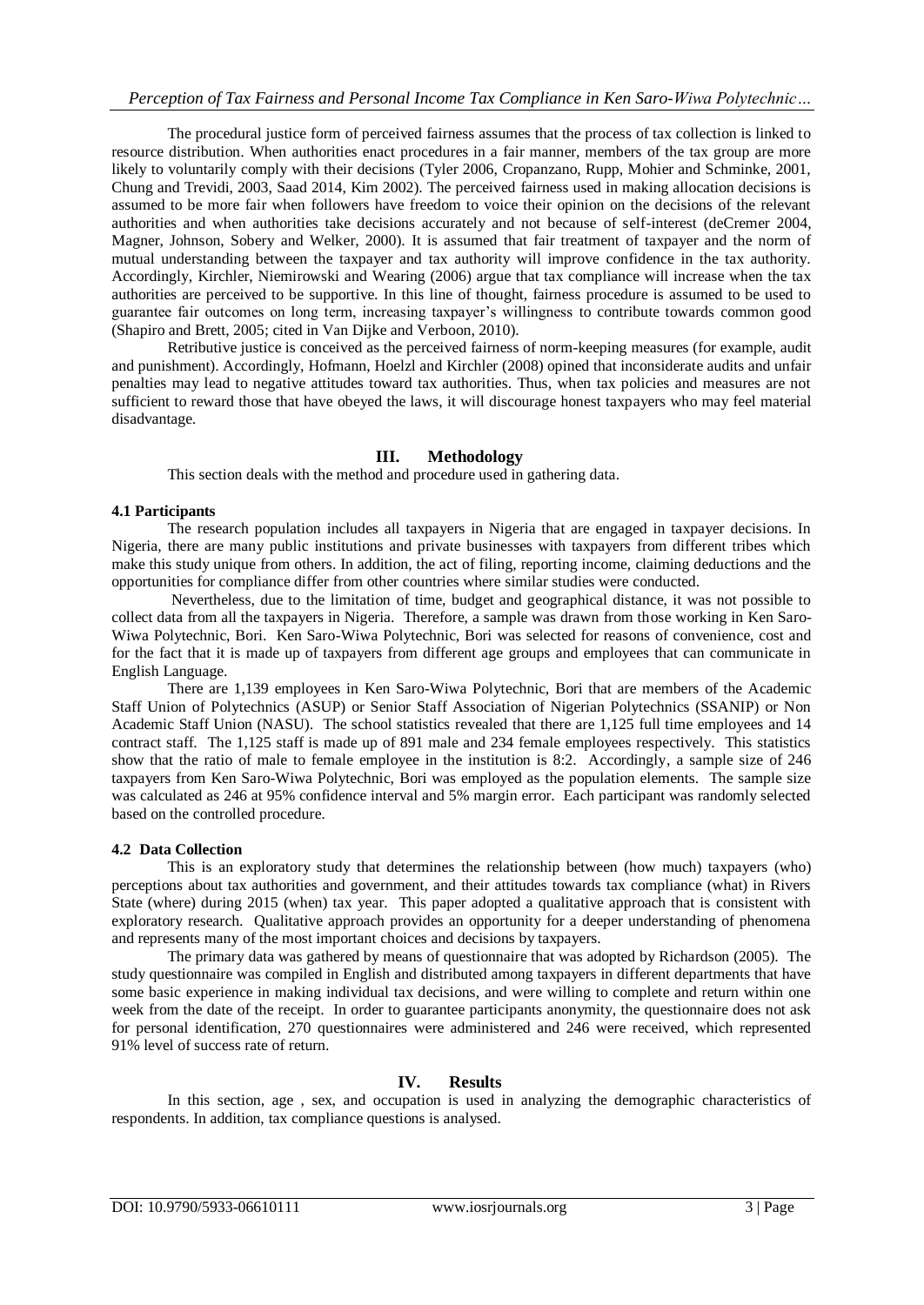The procedural justice form of perceived fairness assumes that the process of tax collection is linked to resource distribution. When authorities enact procedures in a fair manner, members of the tax group are more likely to voluntarily comply with their decisions (Tyler 2006, Cropanzano, Rupp, Mohier and Schminke, 2001, Chung and Trevidi, 2003, Saad 2014, Kim 2002). The perceived fairness used in making allocation decisions is assumed to be more fair when followers have freedom to voice their opinion on the decisions of the relevant authorities and when authorities take decisions accurately and not because of self-interest (deCremer 2004, Magner, Johnson, Sobery and Welker, 2000). It is assumed that fair treatment of taxpayer and the norm of mutual understanding between the taxpayer and tax authority will improve confidence in the tax authority. Accordingly, Kirchler, Niemirowski and Wearing (2006) argue that tax compliance will increase when the tax authorities are perceived to be supportive. In this line of thought, fairness procedure is assumed to be used to guarantee fair outcomes on long term, increasing taxpayer's willingness to contribute towards common good (Shapiro and Brett, 2005; cited in Van Dijke and Verboon, 2010).

Retributive justice is conceived as the perceived fairness of norm-keeping measures (for example, audit and punishment). Accordingly, Hofmann, Hoelzl and Kirchler (2008) opined that inconsiderate audits and unfair penalties may lead to negative attitudes toward tax authorities. Thus, when tax policies and measures are not sufficient to reward those that have obeyed the laws, it will discourage honest taxpayers who may feel material disadvantage.

## III. Methodology

This section deals with the method and procedure used in gathering data.

### 4.1 Participants

The research population includes all taxpayers in Nigeria that are engaged in taxpayer decisions. In Nigeria, there are many public institutions and private businesses with taxpayers from different tribes which make this study unique from others. In addition, the act of filing, reporting income, claiming deductions and the opportunities for compliance differ from other countries where similar studies were conducted.

Nevertheless, due to the limitation of time, budget and geographical distance, it was not possible to collect data from all the taxpayers in Nigeria. Therefore, a sample was drawn from those working in Ken Saro-Wiwa Polytechnic, Bori. Ken Saro-Wiwa Polytechnic, Bori was selected for reasons of convenience, cost and for the fact that it is made up of taxpayers from different age groups and employees that can communicate in English Language.

There are 1,139 employees in Ken Saro-Wiwa Polytechnic, Bori that are members of the Academic Staff Union of Polytechnics (ASUP) or Senior Staff Association of Nigerian Polytechnics (SSANIP) or Non Academic Staff Union (NASU). The school statistics revealed that there are 1,125 full time employees and 14 contract staff. The 1,125 staff is made up of 891 male and 234 female employees respectively. This statistics show that the ratio of male to female employee in the institution is 8:2. Accordingly, a sample size of 246 taxpayers from Ken Saro-Wiwa Polytechnic, Bori was employed as the population elements. The sample size was calculated as 246 at 95% confidence interval and 5% margin error. Each participant was randomly selected based on the controlled procedure.

### 4.2 Data Collection

This is an exploratory study that determines the relationship between (how much) taxpayers (who) perceptions about tax authorities and government, and their attitudes towards tax compliance (what) in Rivers State (where) during 2015 (when) tax year. This paper adopted a qualitative approach that is consistent with exploratory research. Qualitative approach provides an opportunity for a deeper understanding of phenomena and represents many of the most important choices and decisions by taxpayers.

The primary data was gathered by means of questionnaire that was adopted by Richardson (2005). The study questionnaire was compiled in English and distributed among taxpayers in different departments that have some basic experience in making individual tax decisions, and were willing to complete and return within one week from the date of the receipt. In order to guarantee participants anonymity, the questionnaire does not ask for personal identification, 270 questionnaires were administered and 246 were received, which represented 91% level of success rate of return.

## IV. Results

In this section, age , sex, and occupation is used in analyzing the demographic characteristics of respondents. In addition, tax compliance questions is analysed.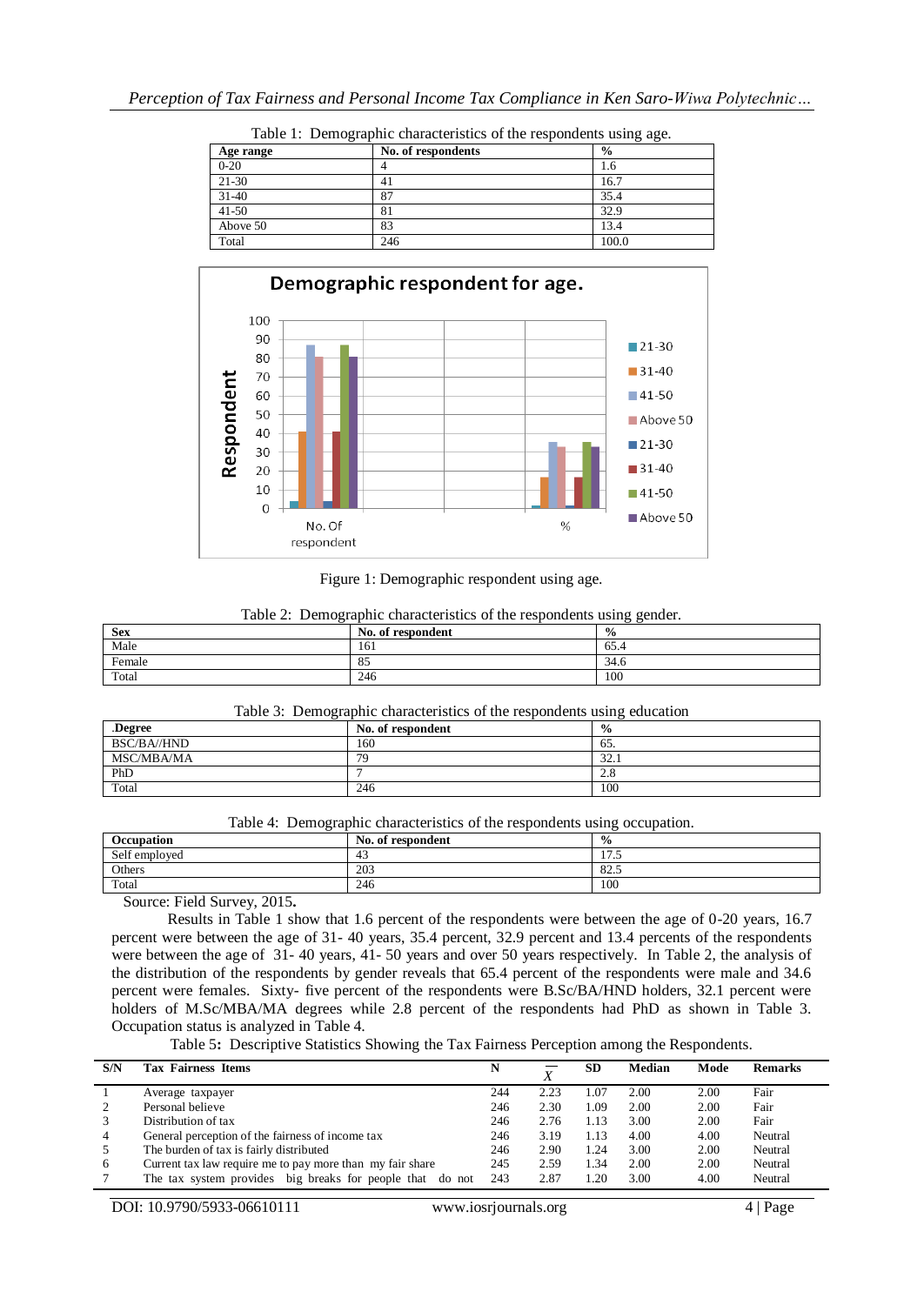Table 1: Demographic characteristics of the respondents using age.

| Age range | No. of respondents | % |
|---|---|---|
| 0-20 | 4 | 1.6 |
| 21-30 | 41 | 16.7 |
| 31-40 | 87 | 35.4 |
| 41-50 | 81 | 32.9 |
| Above 50 | 83 | 13.4 |
| Total | 246 | 100.0 |

Figure 1: Demographic respondent using age.

Table 2: Demographic characteristics of the respondents using gender.

| Sex | No. of respondent | % |
|---|---|---|
| Male | 161 | 65.4 |
| Female | 85 | 34.6 |
| Total | 246 | 100 |

Table 3: Demographic characteristics of the respondents using education

| .Degree | No. of respondent | % |
|---|---|---|
| BSC/BA//HND | 160 | 65. |
| MSC/MBA/MA | 79 | 32.1 |
| PhD | 7 | 2.8 |
| Total | 246 | 100 |

Table 4: Demographic characteristics of the respondents using occupation.

| Occupation | No. of respondent | % |
|---|---|---|
| Self employed | 43 | 17.5 |
| Others | 203 | 82.5 |
| Total | 246 | 100 |

Source: Field Survey, 2015**.**

Results in Table 1 show that 1.6 percent of the respondents were between the age of 0-20 years, 16.7 percent were between the age of 31- 40 years, 35.4 percent, 32.9 percent and 13.4 percents of the respondents were between the age of 31- 40 years, 41- 50 years and over 50 years respectively. In Table 2, the analysis of the distribution of the respondents by gender reveals that 65.4 percent of the respondents were male and 34.6 percent were females. Sixty- five percent of the respondents were B.Sc/BA/HND holders, 32.1 percent were holders of M.Sc/MBA/MA degrees while 2.8 percent of the respondents had PhD as shown in Table 3. Occupation status is analyzed in Table 4.

Table 5**:** Descriptive Statistics Showing the Tax Fairness Perception among the Respondents.

| S/N | Tax Fairness Items | N | $\overline{X}$ | SD | Median | Mode | Remarks |
|---|---|---|---|---|---|---|---|
| 1 | Average taxpayer | 244 | 2.23 | 1.07 | 2.00 | 2.00 | Fair |
| 2 | Personal believe | 246 | 2.30 | 1.09 | 2.00 | 2.00 | Fair |
| 3 | Distribution of tax | 246 | 2.76 | 1.13 | 3.00 | 2.00 | Fair |
| 4 | General perception of the fairness of income tax | 246 | 3.19 | 1.13 | 4.00 | 4.00 | Neutral |
| 5 | The burden of tax is fairly distributed | 246 | 2.90 | 1.24 | 3.00 | 2.00 | Neutral |
| 6 | Current tax law require me to pay more than my fair share | 245 | 2.59 | 1.34 | 2.00 | 2.00 | Neutral |
| 7 | The tax system provides big breaks for people that do not | 243 | 2.87 | 1.20 | 3.00 | 4.00 | Neutral |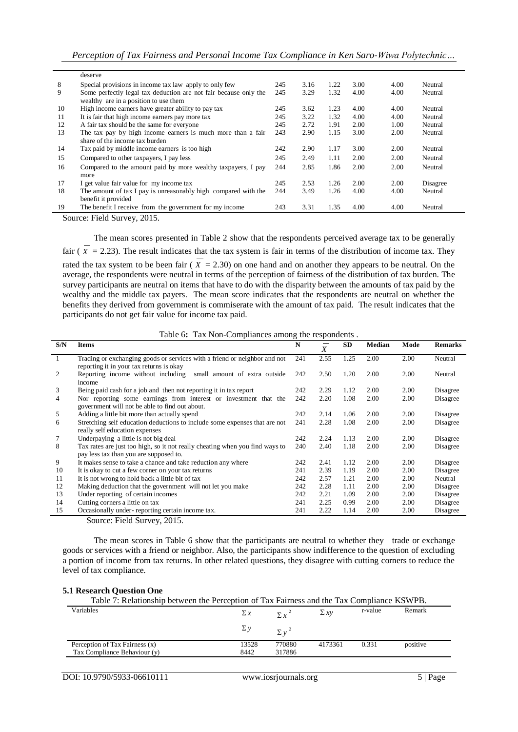| | deserve | | | | | | |
|---|---|---|---|---|---|---|---|
| 8 | Special provisions in income tax law apply to only few | 245 | 3.16 | 1.22 | 3.00 | 4.00 | Neutral |
| 9 | Some perfectly legal tax deduction are not fair because only the wealthy are in a position to use them | 245 | 3.29 | 1.32 | 4.00 | 4.00 | Neutral |
| 10 | High income earners have greater ability to pay tax | 245 | 3.62 | 1.23 | 4.00 | 4.00 | Neutral |
| 11 | It is fair that high income earners pay more tax | 245 | 3.22 | 1.32 | 4.00 | 4.00 | Neutral |
| 12 | A fair tax should be the same for everyone | 245 | 2.72 | 1.91 | 2.00 | 1.00 | Neutral |
| 13 | The tax pay by high income earners is much more than a fair share of the income tax burden | 243 | 2.90 | 1.15 | 3.00 | 2.00 | Neutral |
| 14 | Tax paid by middle income earners is too high | 242 | 2.90 | 1.17 | 3.00 | 2.00 | Neutral |
| 15 | Compared to other taxpayers, I pay less | 245 | 2.49 | 1.11 | 2.00 | 2.00 | Neutral |
| 16 | Compared to the amount paid by more wealthy taxpayers, I pay more | 244 | 2.85 | 1.86 | 2.00 | 2.00 | Neutral |
| 17 | I get value fair value for my income tax | 245 | 2.53 | 1.26 | 2.00 | 2.00 | Disagree |
| 18 | The amount of tax I pay is unreasonably high compared with the benefit it provided | 244 | 3.49 | 1.26 | 4.00 | 4.00 | Neutral |
| 19 | The benefit I receive from the government for my income | 243 | 3.31 | 1.35 | 4.00 | 4.00 | Neutral |

Source: Field Survey, 2015.

The mean scores presented in Table 2 show that the respondents perceived average tax to be generally fair ( $\overline{X}$ = 2.23). The result indicates that the tax system is fair in terms of the distribution of income tax. They rated the tax system to be been fair ( $\overline{X}$ = 2.30) on one hand and on another they appears to be neutral. On the average, the respondents were neutral in terms of the perception of fairness of the distribution of tax burden. The survey participants are neutral on items that have to do with the disparity between the amounts of tax paid by the wealthy and the middle tax payers. The mean score indicates that the respondents are neutral on whether the benefits they derived from government is commiserate with the amount of tax paid. The result indicates that the participants do not get fair value for income tax paid.

Table 6**:** Tax Non-Compliances among the respondents .

| S/N | Items | N | $\overline{X}$ | SD | Median | Mode | Remarks |
|---|---|---|---|---|---|---|---|
| 1 | Trading or exchanging goods or services with a friend or neighbor and not reporting it in your tax returns is okay | 241 | 2.55 | 1.25 | 2.00 | 2.00 | Neutral |
| 2 | Reporting income without including small amount of extra outside income | 242 | 2.50 | 1.20 | 2.00 | 2.00 | Neutral |
| 3 | Being paid cash for a job and then not reporting it in tax report | 242 | 2.29 | 1.12 | 2.00 | 2.00 | Disagree |
| 4 | Nor reporting some earnings from interest or investment that the government will not be able to find out about. | 242 | 2.20 | 1.08 | 2.00 | 2.00 | Disagree |
| 5 | Adding a little bit more than actually spend | 242 | 2.14 | 1.06 | 2.00 | 2.00 | Disagree |
| 6 | Stretching self education deductions to include some expenses that are not really self education expenses | 241 | 2.28 | 1.08 | 2.00 | 2.00 | Disagree |
| 7 | Underpaying a little is not big deal | 242 | 2.24 | 1.13 | 2.00 | 2.00 | Disagree |
| 8 | Tax rates are just too high, so it not really cheating when you find ways to pay less tax than you are supposed to. | 240 | 2.40 | 1.18 | 2.00 | 2.00 | Disagree |
| 9 | It makes sense to take a chance and take reduction any where | 242 | 2.41 | 1.12 | 2.00 | 2.00 | Disagree |
| 10 | It is okay to cut a few corner on your tax returns | 241 | 2.39 | 1.19 | 2.00 | 2.00 | Disagree |
| 11 | It is not wrong to hold back a little bit of tax | 242 | 2.57 | 1.21 | 2.00 | 2.00 | Neutral |
| 12 | Making deduction that the government will not let you make | 242 | 2.28 | 1.11 | 2.00 | 2.00 | Disagree |
| 13 | Under reporting of certain incomes | 242 | 2.21 | 1.09 | 2.00 | 2.00 | Disagree |
| 14 | Cutting corners a little on tax | 241 | 2.25 | 0.99 | 2.00 | 2.00 | Disagree |
| 15 | Occasionally under- reporting certain income tax. | 241 | 2.22 | 1.14 | 2.00 | 2.00 | Disagree |

Source: Field Survey, 2015.

The mean scores in Table 6 show that the participants are neutral to whether they trade or exchange goods or services with a friend or neighbor. Also, the participants show indifference to the question of excluding a portion of income from tax returns. In other related questions, they disagree with cutting corners to reduce the level of tax compliance.

### 5.1 Research Question One

Table 7: Relationship between the Perception of Tax Fairness and the Tax Compliance KSWPB.

| Variables | $\Sigma x$ / $\Sigma y$ | $\Sigma x^2$ / $\Sigma y^2$ | $\Sigma xy$ | r-value | Remark |
|---|---|---|---|---|---|
| Perception of Tax Fairness (x) | 13528 | 770880 | 4173361 | 0.331 | positive |
| Tax Compliance Behaviour (y) | 8442 | 317886 | | | |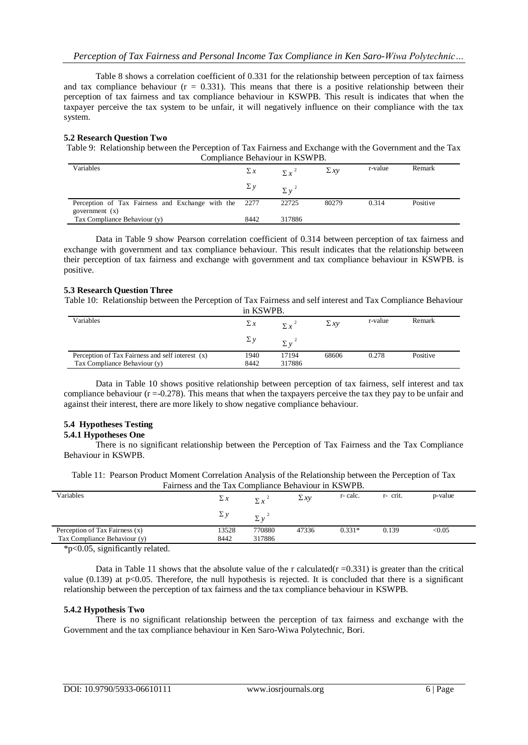Table 8 shows a correlation coefficient of 0.331 for the relationship between perception of tax fairness and tax compliance behaviour ($r = 0.331$). This means that there is a positive relationship between their perception of tax fairness and tax compliance behaviour in KSWPB. This result is indicates that when the taxpayer perceive the tax system to be unfair, it will negatively influence on their compliance with the tax system.

### 5.2 Research Question Two

Table 9: Relationship between the Perception of Tax Fairness and Exchange with the Government and the Tax Compliance Behaviour in KSWPB.

| Variables | $\Sigma x$ / $\Sigma y$ | $\Sigma x^2$ / $\Sigma y^2$ | $\Sigma xy$ | r-value | Remark |
|---|---|---|---|---|---|
| Perception of Tax Fairness and Exchange with the government (x) | 2277 | 22725 | 80279 | 0.314 | Positive |
| Tax Compliance Behaviour (y) | 8442 | 317886 | | | |

Data in Table 9 show Pearson correlation coefficient of 0.314 between perception of tax fairness and exchange with government and tax compliance behaviour. This result indicates that the relationship between their perception of tax fairness and exchange with government and tax compliance behaviour in KSWPB. is positive.

### 5.3 Research Question Three

Table 10: Relationship between the Perception of Tax Fairness and self interest and Tax Compliance Behaviour in KSWPB.

| Variables | $\Sigma x$ / $\Sigma y$ | $\Sigma x^2$ / $\Sigma y^2$ | $\Sigma xy$ | r-value | Remark |
|---|---|---|---|---|---|
| Perception of Tax Fairness and self interest (x) | 1940 | 17194 | 68606 | 0.278 | Positive |
| Tax Compliance Behaviour (y) | 8442 | 317886 | | | |

Data in Table 10 shows positive relationship between perception of tax fairness, self interest and tax compliance behaviour ($r = -0.278$). This means that when the taxpayers perceive the tax they pay to be unfair and against their interest, there are more likely to show negative compliance behaviour.

### 5.4 Hypotheses Testing

#### 5.4.1 Hypotheses One

There is no significant relationship between the Perception of Tax Fairness and the Tax Compliance Behaviour in KSWPB.

Table 11: Pearson Product Moment Correlation Analysis of the Relationship between the Perception of Tax Fairness and the Tax Compliance Behaviour in KSWPB.

| Variables | $\Sigma x$ / $\Sigma y$ | $\Sigma x^2$ / $\Sigma y^2$ | $\Sigma xy$ | r- calc. | r- crit. | p-value |
|---|---|---|---|---|---|---|
| Perception of Tax Fairness (x) | 13528 | 770880 | 47336 | 0.331* | 0.139 | <0.05 |
| Tax Compliance Behaviour (y) | 8442 | 317886 | | | | |

*$p<0.05$, significantly related.

Data in Table 11 shows that the absolute value of the r calculated($r = 0.331$) is greater than the critical value (0.139) at $p<0.05$. Therefore, the null hypothesis is rejected. It is concluded that there is a significant relationship between the perception of tax fairness and the tax compliance behaviour in KSWPB.

#### 5.4.2 Hypothesis Two

There is no significant relationship between the perception of tax fairness and exchange with the Government and the tax compliance behaviour in Ken Saro-Wiwa Polytechnic, Bori.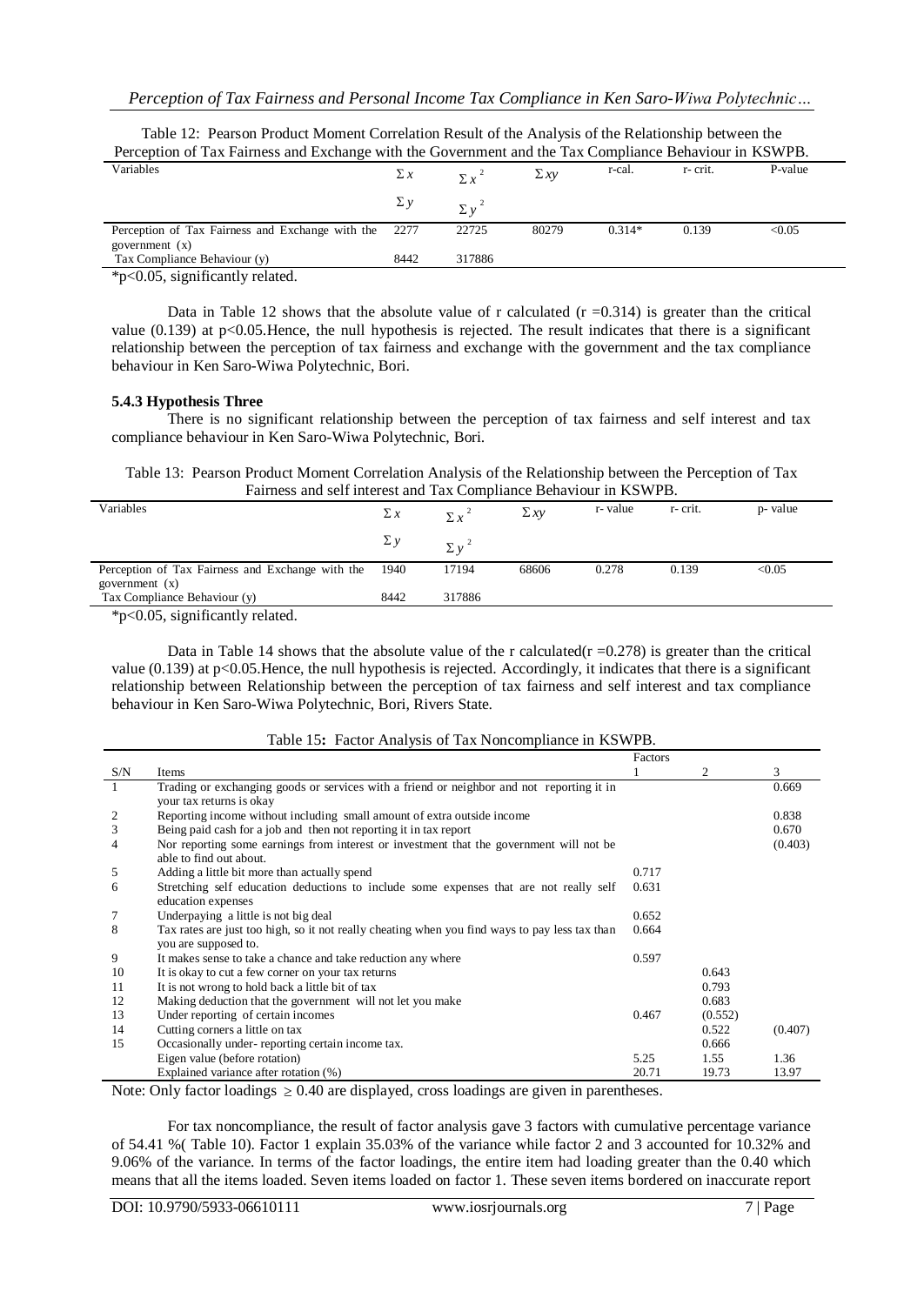Table 12: Pearson Product Moment Correlation Result of the Analysis of the Relationship between the Perception of Tax Fairness and Exchange with the Government and the Tax Compliance Behaviour in KSWPB.

| Variables | $\Sigma x$ / $\Sigma y$ | $\Sigma x^2$ / $\Sigma y^2$ | $\Sigma xy$ | r-cal. | r- crit. | P-value |
|---|---|---|---|---|---|---|
| Perception of Tax Fairness and Exchange with the government (x) | 2277 | 22725 | 80279 | 0.314* | 0.139 | <0.05 |
| Tax Compliance Behaviour (y) | 8442 | 317886 | | | | |

*p<0.05, significantly related.

Data in Table 12 shows that the absolute value of r calculated (r =0.314) is greater than the critical value (0.139) at p<0.05.Hence, the null hypothesis is rejected. The result indicates that there is a significant relationship between the perception of tax fairness and exchange with the government and the tax compliance behaviour in Ken Saro-Wiwa Polytechnic, Bori.

### 5.4.3 Hypothesis Three

There is no significant relationship between the perception of tax fairness and self interest and tax compliance behaviour in Ken Saro-Wiwa Polytechnic, Bori.

Table 13: Pearson Product Moment Correlation Analysis of the Relationship between the Perception of Tax Fairness and self interest and Tax Compliance Behaviour in KSWPB.

| Variables | $\Sigma x$ / $\Sigma y$ | $\Sigma x^2$ / $\Sigma y^2$ | $\Sigma xy$ | r- value | r- crit. | p- value |
|---|---|---|---|---|---|---|
| Perception of Tax Fairness and Exchange with the government (x) | 1940 | 17194 | 68606 | 0.278 | 0.139 | <0.05 |
| Tax Compliance Behaviour (y) | 8442 | 317886 | | | | |

*p<0.05, significantly related.

Data in Table 14 shows that the absolute value of the r calculated(r =0.278) is greater than the critical value (0.139) at p<0.05.Hence, the null hypothesis is rejected. Accordingly, it indicates that there is a significant relationship between Relationship between the perception of tax fairness and self interest and tax compliance behaviour in Ken Saro-Wiwa Polytechnic, Bori, Rivers State.

Table 15**:** Factor Analysis of Tax Noncompliance in KSWPB.

| S/N | Items | Factors 1 | 2 | 3 |
|---|---|---|---|---|
| 1 | Trading or exchanging goods or services with a friend or neighbor and not reporting it in your tax returns is okay | | | 0.669 |
| 2 | Reporting income without including small amount of extra outside income | | | 0.838 |
| 3 | Being paid cash for a job and then not reporting it in tax report | | | 0.670 |
| 4 | Nor reporting some earnings from interest or investment that the government will not be able to find out about. | | | (0.403) |
| 5 | Adding a little bit more than actually spend | 0.717 | | |
| 6 | Stretching self education deductions to include some expenses that are not really self education expenses | 0.631 | | |
| 7 | Underpaying a little is not big deal | 0.652 | | |
| 8 | Tax rates are just too high, so it not really cheating when you find ways to pay less tax than you are supposed to. | 0.664 | | |
| 9 | It makes sense to take a chance and take reduction any where | 0.597 | | |
| 10 | It is okay to cut a few corner on your tax returns | | 0.643 | |
| 11 | It is not wrong to hold back a little bit of tax | | 0.793 | |
| 12 | Making deduction that the government will not let you make | | 0.683 | |
| 13 | Under reporting of certain incomes | 0.467 | (0.552) | |
| 14 | Cutting corners a little on tax | | 0.522 | (0.407) |
| 15 | Occasionally under- reporting certain income tax. | | 0.666 | |
| | Eigen value (before rotation) | 5.25 | 1.55 | 1.36 |
| | Explained variance after rotation (%) | 20.71 | 19.73 | 13.97 |

Note: Only factor loadings $\geq 0.40$ are displayed, cross loadings are given in parentheses.

For tax noncompliance, the result of factor analysis gave 3 factors with cumulative percentage variance of 54.41 %( Table 10). Factor 1 explain 35.03% of the variance while factor 2 and 3 accounted for 10.32% and 9.06% of the variance. In terms of the factor loadings, the entire item had loading greater than the 0.40 which means that all the items loaded. Seven items loaded on factor 1. These seven items bordered on inaccurate report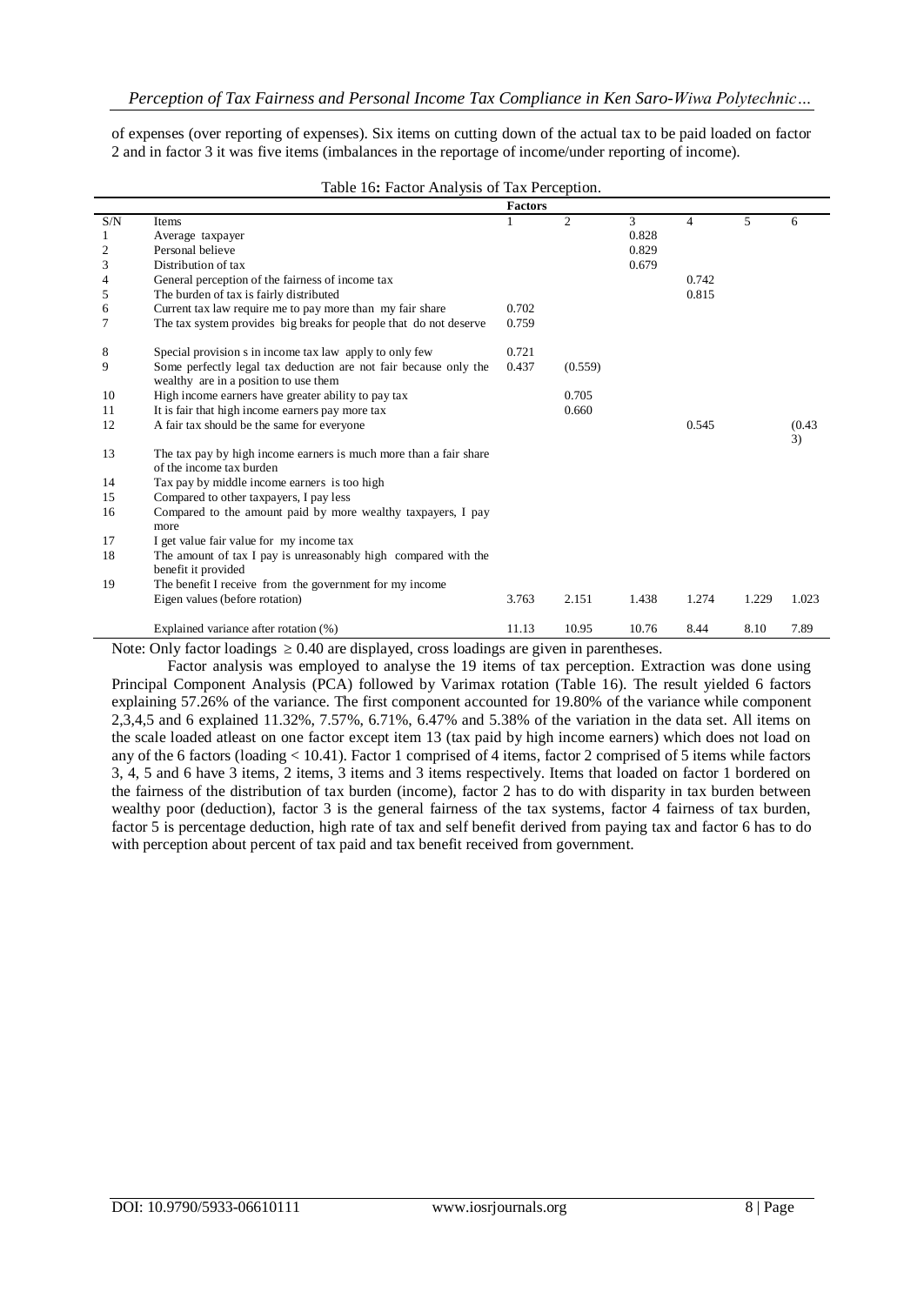of expenses (over reporting of expenses). Six items on cutting down of the actual tax to be paid loaded on factor 2 and in factor 3 it was five items (imbalances in the reportage of income/under reporting of income).

Table 16**:** Factor Analysis of Tax Perception.

| S/N | Items | Factors 1 | 2 | 3 | 4 | 5 | 6 |
|---|---|---|---|---|---|---|---|
| 1 | Average taxpayer | | | 0.828 | | | |
| 2 | Personal believe | | | 0.829 | | | |
| 3 | Distribution of tax | | | 0.679 | | | |
| 4 | General perception of the fairness of income tax | | | | 0.742 | | |
| 5 | The burden of tax is fairly distributed | | | | 0.815 | | |
| 6 | Current tax law require me to pay more than my fair share | 0.702 | | | | | |
| 7 | The tax system provides big breaks for people that do not deserve | 0.759 | | | | | |
| 8 | Special provision s in income tax law apply to only few | 0.721 | | | | | |
| 9 | Some perfectly legal tax deduction are not fair because only the wealthy are in a position to use them | 0.437 | (0.559) | | | | |
| 10 | High income earners have greater ability to pay tax | | 0.705 | | | | |
| 11 | It is fair that high income earners pay more tax | | 0.660 | | | | |
| 12 | A fair tax should be the same for everyone | | | | 0.545 | | (0.433) |
| 13 | The tax pay by high income earners is much more than a fair share of the income tax burden | | | | | | |
| 14 | Tax pay by middle income earners is too high | | | | | | |
| 15 | Compared to other taxpayers, I pay less | | | | | | |
| 16 | Compared to the amount paid by more wealthy taxpayers, I pay more | | | | | | |
| 17 | I get value fair value for my income tax | | | | | | |
| 18 | The amount of tax I pay is unreasonably high compared with the benefit it provided | | | | | | |
| 19 | The benefit I receive from the government for my income | | | | | | |
| | Eigen values (before rotation) | 3.763 | 2.151 | 1.438 | 1.274 | 1.229 | 1.023 |
| | Explained variance after rotation (%) | 11.13 | 10.95 | 10.76 | 8.44 | 8.10 | 7.89 |

Note: Only factor loadings $\geq 0.40$ are displayed, cross loadings are given in parentheses.

Factor analysis was employed to analyse the 19 items of tax perception. Extraction was done using Principal Component Analysis (PCA) followed by Varimax rotation (Table 16). The result yielded 6 factors explaining 57.26% of the variance. The first component accounted for 19.80% of the variance while component 2,3,4,5 and 6 explained 11.32%, 7.57%, 6.71%, 6.47% and 5.38% of the variation in the data set. All items on the scale loaded atleast on one factor except item 13 (tax paid by high income earners) which does not load on any of the 6 factors (loading < 10.41). Factor 1 comprised of 4 items, factor 2 comprised of 5 items while factors 3, 4, 5 and 6 have 3 items, 2 items, 3 items and 3 items respectively. Items that loaded on factor 1 bordered on the fairness of the distribution of tax burden (income), factor 2 has to do with disparity in tax burden between wealthy poor (deduction), factor 3 is the general fairness of the tax systems, factor 4 fairness of tax burden, factor 5 is percentage deduction, high rate of tax and self benefit derived from paying tax and factor 6 has to do with perception about percent of tax paid and tax benefit received from government.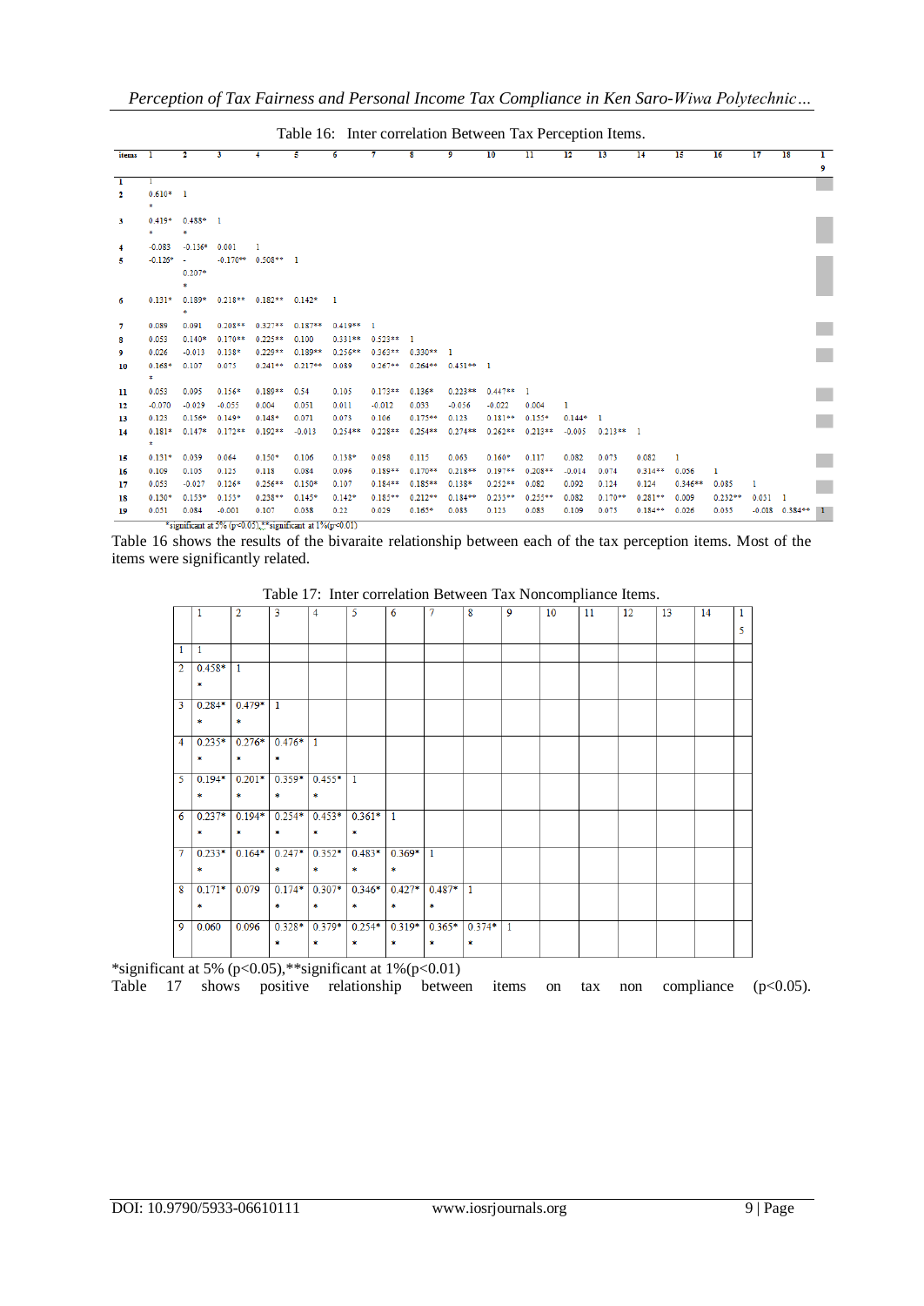Table 16: Inter correlation Between Tax Perception Items.

| items | 1 | 2 | 3 | 4 | 5 | 6 | 7 | 8 | 9 | 10 | 11 | 12 | 13 | 14 | 15 | 16 | 17 | 18 | 19 |
|---|---|---|---|---|---|---|---|---|---|---|---|---|---|---|---|---|---|---|---|
| 1 | 1 | | | | | | | | | | | | | | | | | | |
| 2 | 0.610** | 1 | | | | | | | | | | | | | | | | | |
| 3 | 0.419** | 0.488** | 1 | | | | | | | | | | | | | | | | |
| 4 | -0.083 | -0.136* | 0.001 | 1 | | | | | | | | | | | | | | | |
| 5 | -0.126* | -0.207** | -0.170** | 0.508** | 1 | | | | | | | | | | | | | | |
| 6 | 0.131* | 0.189** | 0.218** | 0.182** | 0.142* | 1 | | | | | | | | | | | | | |
| 7 | 0.089 | 0.091 | 0.208** | 0.327** | 0.187** | 0.419** | 1 | | | | | | | | | | | | |
| 8 | 0.053 | 0.140* | 0.170** | 0.225** | 0.100 | 0.331** | 0.523** | 1 | | | | | | | | | | | |
| 9 | 0.026 | -0.013 | 0.138* | 0.229** | 0.189** | 0.256** | 0.363** | 0.330** | 1 | | | | | | | | | | |
| 10 | 0.168** | 0.107 | 0.075 | 0.241** | 0.217** | 0.089 | 0.267** | 0.264** | 0.451** | 1 | | | | | | | | | |
| 11 | 0.053 | 0.095 | 0.156* | 0.189** | 0.54 | 0.105 | 0.173** | 0.136* | 0.223** | 0.447** | 1 | | | | | | | | |
| 12 | -0.070 | -0.029 | -0.055 | 0.004 | 0.051 | 0.011 | -0.012 | 0.053 | -0.056 | -0.022 | 0.004 | 1 | | | | | | | |
| 13 | 0.123 | 0.156* | 0.149* | 0.148* | 0.071 | 0.073 | 0.106 | 0.175** | 0.123 | 0.181** | 0.155* | 0.144* | 1 | | | | | | |
| 14 | 0.181** | 0.147* | 0.172** | 0.192** | -0.013 | 0.254** | 0.228** | 0.254** | 0.274** | 0.262** | 0.213** | -0.005 | 0.213** | 1 | | | | | |
| 15 | 0.131* | 0.039 | 0.064 | 0.150* | 0.106 | 0.138* | 0.098 | 0.115 | 0.063 | 0.160* | 0.117 | 0.082 | 0.073 | 0.082 | 1 | | | | |
| 16 | 0.109 | 0.105 | 0.125 | 0.118 | 0.084 | 0.096 | 0.189** | 0.170** | 0.218** | 0.197** | 0.208** | -0.014 | 0.074 | 0.314** | 0.056 | 1 | | | |
| 17 | 0.053 | -0.027 | 0.126* | 0.256** | 0.150* | 0.107 | 0.184** | 0.185** | 0.138* | 0.252** | 0.082 | 0.092 | 0.124 | 0.124 | 0.346** | 0.085 | 1 | | |
| 18 | 0.130* | 0.153* | 0.153* | 0.238** | 0.145* | 0.142* | 0.185** | 0.212** | 0.184** | 0.233** | 0.255** | 0.082 | 0.170** | 0.281** | 0.009 | 0.232** | 0.031 | 1 | |
| 19 | 0.051 | 0.084 | -0.001 | 0.107 | 0.038 | 0.22 | 0.029 | 0.165* | 0.083 | 0.123 | 0.083 | 0.109 | 0.075 | 0.184** | 0.026 | 0.035 | -0.018 | 0.384** | 1 |

*significant at 5% (p<0.05),**significant at 1%(p<0.01)

Table 16 shows the results of the bivaraite relationship between each of the tax perception items. Most of the items were significantly related.

Table 17: Inter correlation Between Tax Noncompliance Items.

| | 1 | 2 | 3 | 4 | 5 | 6 | 7 | 8 | 9 | 10 | 11 | 12 | 13 | 14 | 15 |
|---|---|---|---|---|---|---|---|---|---|---|---|---|---|---|---|
| 1 | 1 | | | | | | | | | | | | | | |
| 2 | 0.458** | 1 | | | | | | | | | | | | | |
| 3 | 0.284** | 0.479** | 1 | | | | | | | | | | | | |
| 4 | 0.235** | 0.276** | 0.476** | 1 | | | | | | | | | | | |
| 5 | 0.194** | 0.201** | 0.359** | 0.455** | 1 | | | | | | | | | | |
| 6 | 0.237** | 0.194** | 0.254** | 0.453** | 0.361** | 1 | | | | | | | | | |
| 7 | 0.233** | 0.164** | 0.247** | 0.352** | 0.483** | 0.369** | 1 | | | | | | | | |
| 8 | 0.171** | 0.079 | 0.174** | 0.307** | 0.346** | 0.427** | 0.487** | 1 | | | | | | | |
| 9 | 0.060 | 0.096 | 0.328** | 0.379** | 0.254** | 0.319** | 0.365** | 0.374** | 1 | | | | | | |

*significant at 5% (p<0.05),**significant at 1%(p<0.01)

Table 17 shows positive relationship between items on tax non compliance (p<0.05).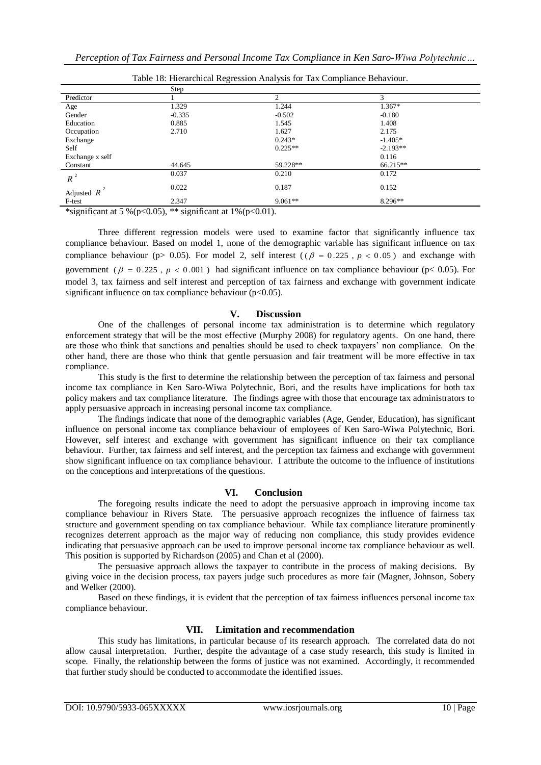Table 18: Hierarchical Regression Analysis for Tax Compliance Behaviour.

| | Step | | |
|---|---|---|---|
| Predictor | 1 | 2 | 3 |
| Age | 1.329 | 1.244 | 1.367* |
| Gender | -0.335 | -0.502 | -0.180 |
| Education | 0.885 | 1.545 | 1.408 |
| Occupation | 2.710 | 1.627 | 2.175 |
| Exchange | | 0.243* | -1.405* |
| Self | | 0.225** | -2.193** |
| Exchange x self | | | 0.116 |
| Constant | 44.645 | 59.228** | 66.215** |
| $R^2$ | 0.037 | 0.210 | 0.172 |
| Adjusted $R^2$ | 0.022 | 0.187 | 0.152 |
| F-test | 2.347 | 9.061** | 8.296** |

*significant at 5 %(p<0.05), ** significant at 1%(p<0.01).

Three different regression models were used to examine factor that significantly influence tax compliance behaviour. Based on model 1, none of the demographic variable has significant influence on tax compliance behaviour (p> 0.05). For model 2, self interest ($(\beta = 0.225$, $p < 0.05)$ and exchange with government ($\beta = 0.225$, $p < 0.001$) had significant influence on tax compliance behaviour (p< 0.05). For model 3, tax fairness and self interest and perception of tax fairness and exchange with government indicate significant influence on tax compliance behaviour (p<0.05).

## V. Discussion

One of the challenges of personal income tax administration is to determine which regulatory enforcement strategy that will be the most effective (Murphy 2008) for regulatory agents. On one hand, there are those who think that sanctions and penalties should be used to check taxpayers' non compliance. On the other hand, there are those who think that gentle persuasion and fair treatment will be more effective in tax compliance.

This study is the first to determine the relationship between the perception of tax fairness and personal income tax compliance in Ken Saro-Wiwa Polytechnic, Bori, and the results have implications for both tax policy makers and tax compliance literature. The findings agree with those that encourage tax administrators to apply persuasive approach in increasing personal income tax compliance.

The findings indicate that none of the demographic variables (Age, Gender, Education), has significant influence on personal income tax compliance behaviour of employees of Ken Saro-Wiwa Polytechnic, Bori. However, self interest and exchange with government has significant influence on their tax compliance behaviour. Further, tax fairness and self interest, and the perception tax fairness and exchange with government show significant influence on tax compliance behaviour. I attribute the outcome to the influence of institutions on the conceptions and interpretations of the questions.

## VI. Conclusion

The foregoing results indicate the need to adopt the persuasive approach in improving income tax compliance behaviour in Rivers State. The persuasive approach recognizes the influence of fairness tax structure and government spending on tax compliance behaviour. While tax compliance literature prominently recognizes deterrent approach as the major way of reducing non compliance, this study provides evidence indicating that persuasive approach can be used to improve personal income tax compliance behaviour as well. This position is supported by Richardson (2005) and Chan et al (2000).

The persuasive approach allows the taxpayer to contribute in the process of making decisions. By giving voice in the decision process, tax payers judge such procedures as more fair (Magner, Johnson, Sobery and Welker (2000).

Based on these findings, it is evident that the perception of tax fairness influences personal income tax compliance behaviour.

## VII. Limitation and recommendation

This study has limitations, in particular because of its research approach. The correlated data do not allow causal interpretation. Further, despite the advantage of a case study research, this study is limited in scope. Finally, the relationship between the forms of justice was not examined. Accordingly, it recommended that further study should be conducted to accommodate the identified issues.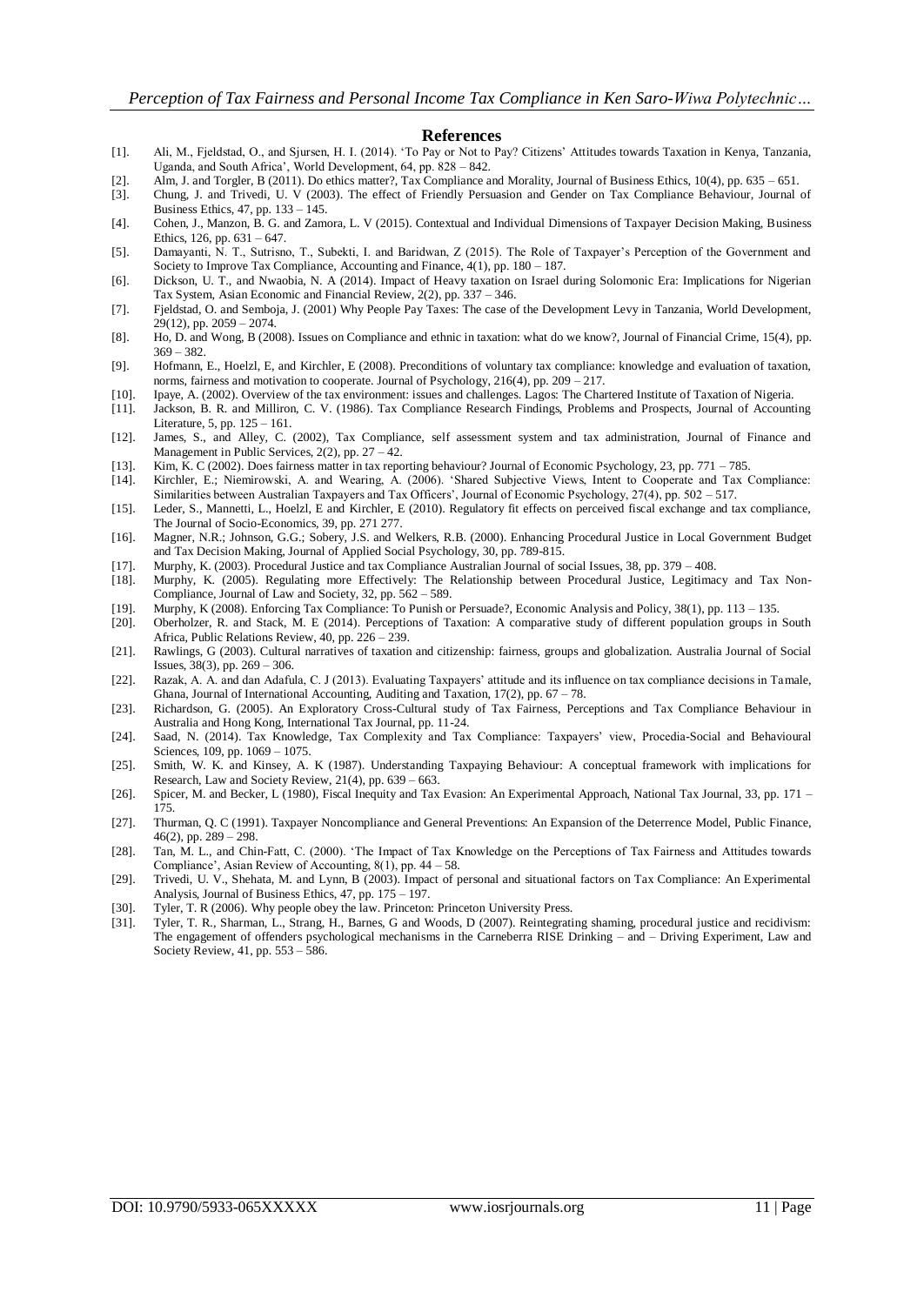## References

[1]. Ali, M., Fjeldstad, O., and Sjursen, H. I. (2014). 'To Pay or Not to Pay? Citizens' Attitudes towards Taxation in Kenya, Tanzania, Uganda, and South Africa', World Development, 64, pp. 828 – 842.

[2]. Alm, J. and Torgler, B (2011). Do ethics matter?, Tax Compliance and Morality, Journal of Business Ethics, 10(4), pp. 635 – 651.

[3]. Chung, J. and Trivedi, U. V (2003). The effect of Friendly Persuasion and Gender on Tax Compliance Behaviour, Journal of Business Ethics, 47, pp. 133 – 145.

[4]. Cohen, J., Manzon, B. G. and Zamora, L. V (2015). Contextual and Individual Dimensions of Taxpayer Decision Making, Business Ethics, 126, pp. 631 – 647.

[5]. Damayanti, N. T., Sutrisno, T., Subekti, I. and Baridwan, Z (2015). The Role of Taxpayer's Perception of the Government and Society to Improve Tax Compliance, Accounting and Finance, 4(1), pp. 180 – 187.

[6]. Dickson, U. T., and Nwaobia, N. A (2014). Impact of Heavy taxation on Israel during Solomonic Era: Implications for Nigerian Tax System, Asian Economic and Financial Review, 2(2), pp. 337 – 346.

[7]. Fjeldstad, O. and Semboja, J. (2001) Why People Pay Taxes: The case of the Development Levy in Tanzania, World Development, 29(12), pp. 2059 – 2074.

[8]. Ho, D. and Wong, B (2008). Issues on Compliance and ethnic in taxation: what do we know?, Journal of Financial Crime, 15(4), pp. 369 – 382.

[9]. Hofmann, E., Hoelzl, E, and Kirchler, E (2008). Preconditions of voluntary tax compliance: knowledge and evaluation of taxation, norms, fairness and motivation to cooperate. Journal of Psychology, 216(4), pp. 209 – 217.

[10]. Ipaye, A. (2002). Overview of the tax environment: issues and challenges. Lagos: The Chartered Institute of Taxation of Nigeria.

[11]. Jackson, B. R. and Milliron, C. V. (1986). Tax Compliance Research Findings, Problems and Prospects, Journal of Accounting Literature, 5, pp. 125 – 161.

[12]. James, S., and Alley, C. (2002), Tax Compliance, self assessment system and tax administration, Journal of Finance and Management in Public Services, 2(2), pp. 27 – 42.

[13]. Kim, K. C (2002). Does fairness matter in tax reporting behaviour? Journal of Economic Psychology, 23, pp. 771 – 785.

[14]. Kirchler, E.; Niemirowski, A. and Wearing, A. (2006). 'Shared Subjective Views, Intent to Cooperate and Tax Compliance: Similarities between Australian Taxpayers and Tax Officers', Journal of Economic Psychology, 27(4), pp. 502 – 517.

[15]. Leder, S., Mannetti, L., Hoelzl, E and Kirchler, E (2010). Regulatory fit effects on perceived fiscal exchange and tax compliance, The Journal of Socio-Economics, 39, pp. 271 277.

[16]. Magner, N.R.; Johnson, G.G.; Sobery, J.S. and Welkers, R.B. (2000). Enhancing Procedural Justice in Local Government Budget and Tax Decision Making, Journal of Applied Social Psychology, 30, pp. 789-815.

[17]. Murphy, K. (2003). Procedural Justice and tax Compliance Australian Journal of social Issues, 38, pp. 379 – 408.

[18]. Murphy, K. (2005). Regulating more Effectively: The Relationship between Procedural Justice, Legitimacy and Tax Non-Compliance, Journal of Law and Society, 32, pp. 562 – 589.

[19]. Murphy, K (2008). Enforcing Tax Compliance: To Punish or Persuade?, Economic Analysis and Policy, 38(1), pp. 113 – 135.

[20]. Oberholzer, R. and Stack, M. E (2014). Perceptions of Taxation: A comparative study of different population groups in South Africa, Public Relations Review, 40, pp. 226 – 239.

[21]. Rawlings, G (2003). Cultural narratives of taxation and citizenship: fairness, groups and globalization. Australia Journal of Social Issues, 38(3), pp. 269 – 306.

[22]. Razak, A. A. and dan Adafula, C. J (2013). Evaluating Taxpayers' attitude and its influence on tax compliance decisions in Tamale, Ghana, Journal of International Accounting, Auditing and Taxation, 17(2), pp. 67 – 78.

[23]. Richardson, G. (2005). An Exploratory Cross-Cultural study of Tax Fairness, Perceptions and Tax Compliance Behaviour in Australia and Hong Kong, International Tax Journal, pp. 11-24.

[24]. Saad, N. (2014). Tax Knowledge, Tax Complexity and Tax Compliance: Taxpayers' view, Procedia-Social and Behavioural Sciences, 109, pp. 1069 – 1075.

[25]. Smith, W. K. and Kinsey, A. K (1987). Understanding Taxpaying Behaviour: A conceptual framework with implications for Research, Law and Society Review, 21(4), pp. 639 – 663.

[26]. Spicer, M. and Becker, L (1980), Fiscal Inequity and Tax Evasion: An Experimental Approach, National Tax Journal, 33, pp. 171 – 175.

[27]. Thurman, Q. C (1991). Taxpayer Noncompliance and General Preventions: An Expansion of the Deterrence Model, Public Finance, 46(2), pp. 289 – 298.

[28]. Tan, M. L., and Chin-Fatt, C. (2000). 'The Impact of Tax Knowledge on the Perceptions of Tax Fairness and Attitudes towards Compliance', Asian Review of Accounting, 8(1), pp. 44 – 58.

[29]. Trivedi, U. V., Shehata, M. and Lynn, B (2003). Impact of personal and situational factors on Tax Compliance: An Experimental Analysis, Journal of Business Ethics, 47, pp. 175 – 197.

[30]. Tyler, T. R (2006). Why people obey the law. Princeton: Princeton University Press.

[31]. Tyler, T. R., Sharman, L., Strang, H., Barnes, G and Woods, D (2007). Reintegrating shaming, procedural justice and recidivism: The engagement of offenders psychological mechanisms in the Carneberra RISE Drinking – and – Driving Experiment, Law and Society Review, 41, pp. 553 – 586.